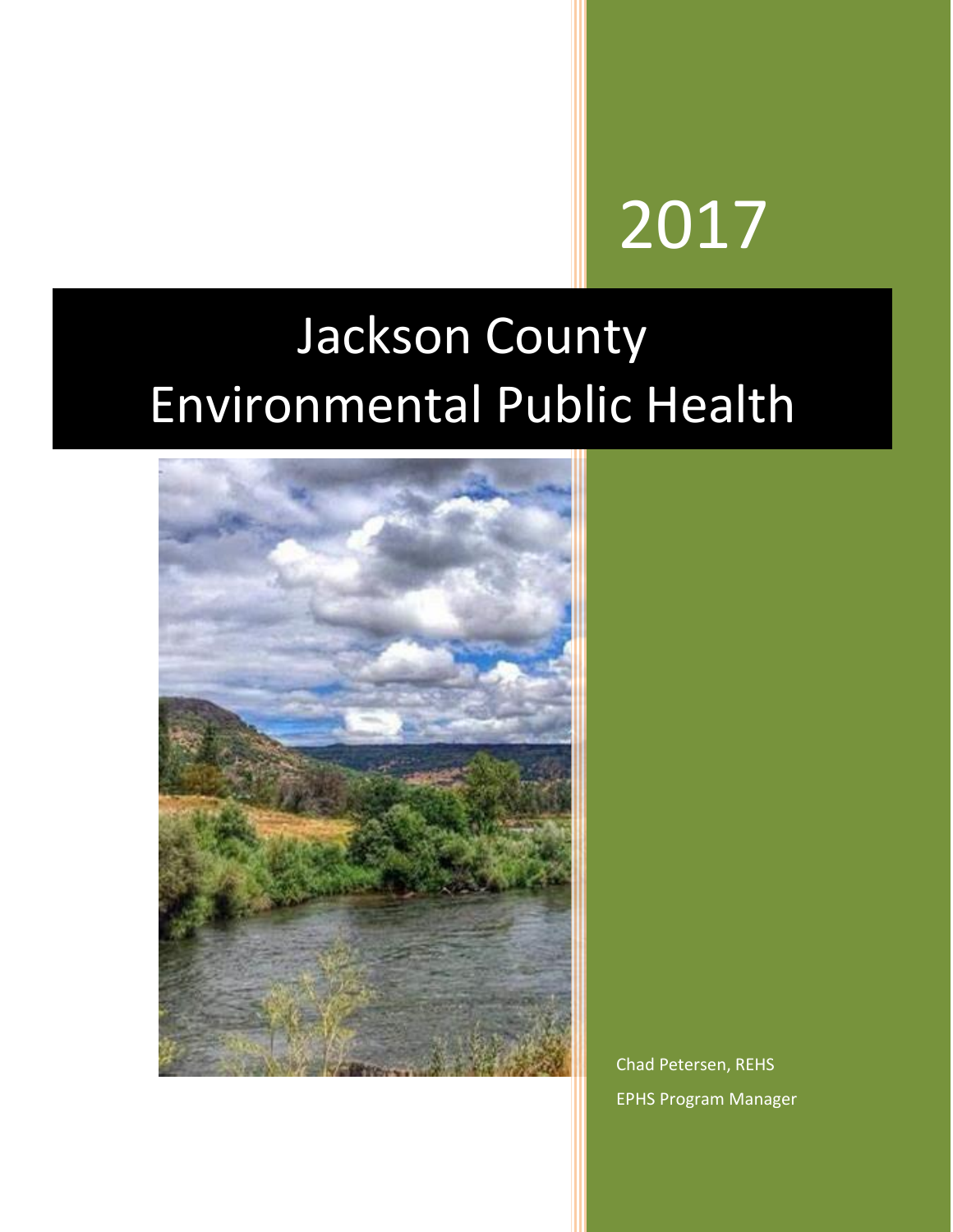2017

# Jackson County Environmental Public Health

Chad Petersen, REHS

EPHS Program Manager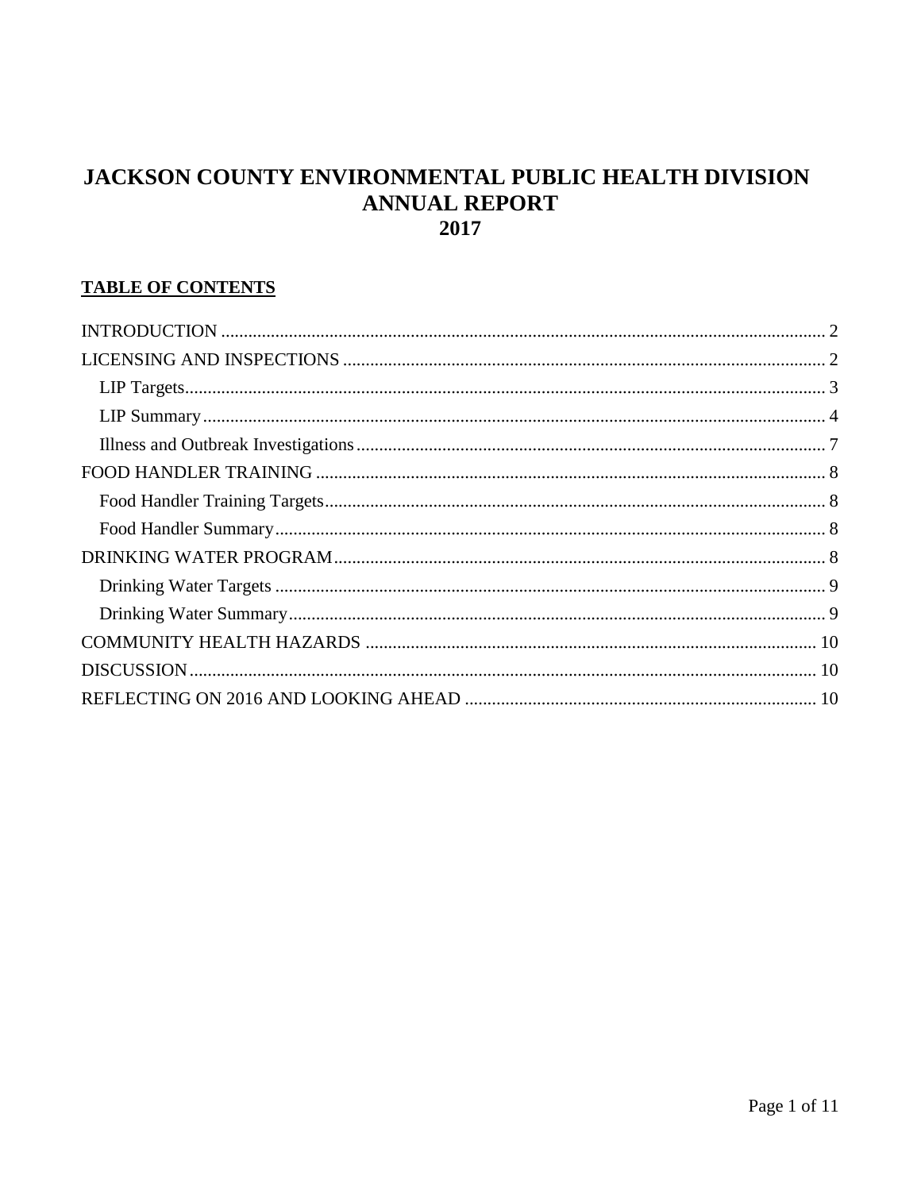# JACKSON COUNTY ENVIRONMENTAL PUBLIC HEALTH DIVISION ANNUAL REPORT 2017

**TABLE OF CONTENTS**

INTRODUCTION ..... 2
LICENSING AND INSPECTIONS ..... 2
  LIP Targets ..... 3
  LIP Summary ..... 4
  Illness and Outbreak Investigations ..... 7
FOOD HANDLER TRAINING ..... 8
  Food Handler Training Targets ..... 8
  Food Handler Summary ..... 8
DRINKING WATER PROGRAM ..... 8
  Drinking Water Targets ..... 9
  Drinking Water Summary ..... 9
COMMUNITY HEALTH HAZARDS ..... 10
DISCUSSION ..... 10
REFLECTING ON 2016 AND LOOKING AHEAD ..... 10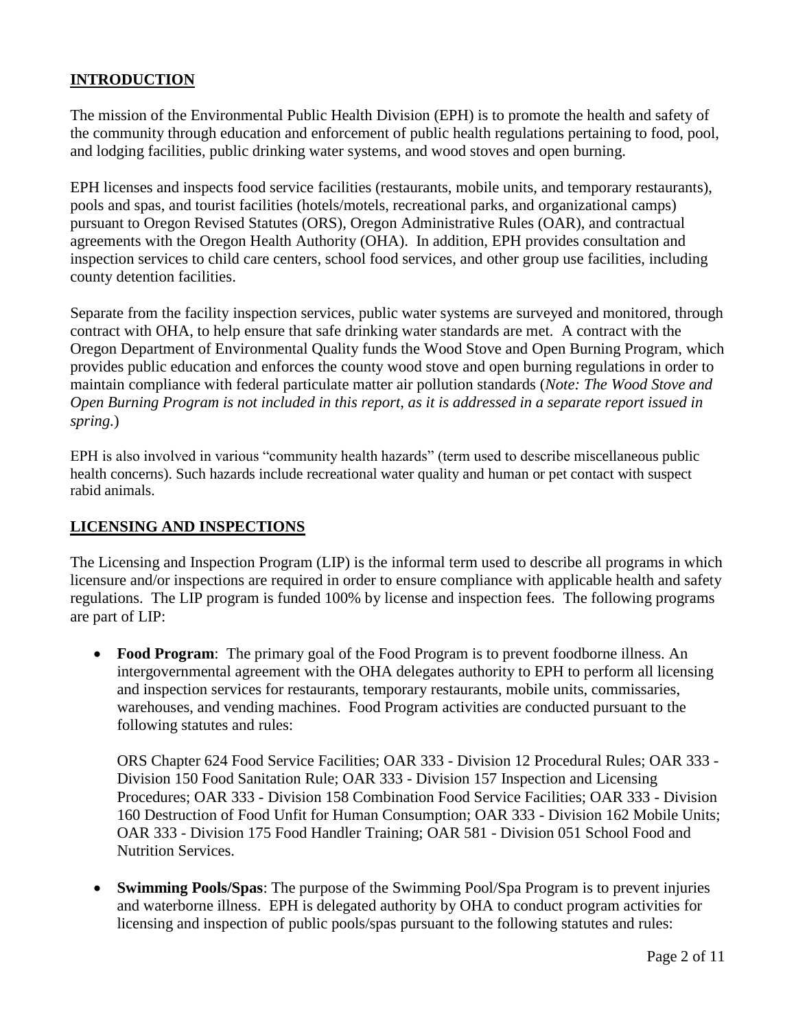## INTRODUCTION

The mission of the Environmental Public Health Division (EPH) is to promote the health and safety of the community through education and enforcement of public health regulations pertaining to food, pool, and lodging facilities, public drinking water systems, and wood stoves and open burning.

EPH licenses and inspects food service facilities (restaurants, mobile units, and temporary restaurants), pools and spas, and tourist facilities (hotels/motels, recreational parks, and organizational camps) pursuant to Oregon Revised Statutes (ORS), Oregon Administrative Rules (OAR), and contractual agreements with the Oregon Health Authority (OHA). In addition, EPH provides consultation and inspection services to child care centers, school food services, and other group use facilities, including county detention facilities.

Separate from the facility inspection services, public water systems are surveyed and monitored, through contract with OHA, to help ensure that safe drinking water standards are met. A contract with the Oregon Department of Environmental Quality funds the Wood Stove and Open Burning Program, which provides public education and enforces the county wood stove and open burning regulations in order to maintain compliance with federal particulate matter air pollution standards (*Note: The Wood Stove and Open Burning Program is not included in this report, as it is addressed in a separate report issued in spring.*)

EPH is also involved in various "community health hazards" (term used to describe miscellaneous public health concerns). Such hazards include recreational water quality and human or pet contact with suspect rabid animals.

## LICENSING AND INSPECTIONS

The Licensing and Inspection Program (LIP) is the informal term used to describe all programs in which licensure and/or inspections are required in order to ensure compliance with applicable health and safety regulations. The LIP program is funded 100% by license and inspection fees. The following programs are part of LIP:

- **Food Program**: The primary goal of the Food Program is to prevent foodborne illness. An intergovernmental agreement with the OHA delegates authority to EPH to perform all licensing and inspection services for restaurants, temporary restaurants, mobile units, commissaries, warehouses, and vending machines. Food Program activities are conducted pursuant to the following statutes and rules:

  ORS Chapter 624 Food Service Facilities; OAR 333 - Division 12 Procedural Rules; OAR 333 - Division 150 Food Sanitation Rule; OAR 333 - Division 157 Inspection and Licensing Procedures; OAR 333 - Division 158 Combination Food Service Facilities; OAR 333 - Division 160 Destruction of Food Unfit for Human Consumption; OAR 333 - Division 162 Mobile Units; OAR 333 - Division 175 Food Handler Training; OAR 581 - Division 051 School Food and Nutrition Services.

- **Swimming Pools/Spas**: The purpose of the Swimming Pool/Spa Program is to prevent injuries and waterborne illness. EPH is delegated authority by OHA to conduct program activities for licensing and inspection of public pools/spas pursuant to the following statutes and rules: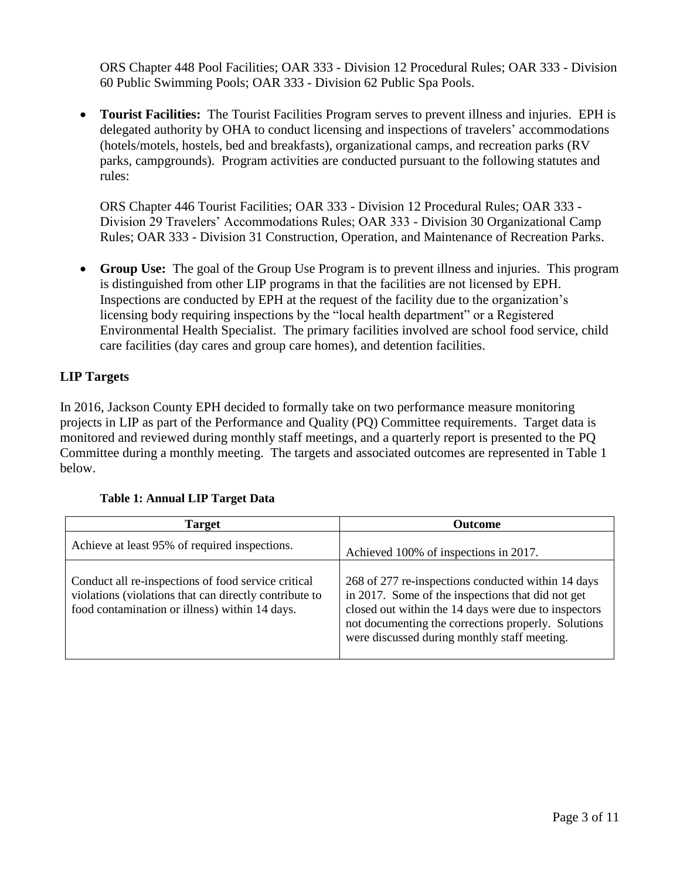ORS Chapter 448 Pool Facilities; OAR 333 - Division 12 Procedural Rules; OAR 333 - Division 60 Public Swimming Pools; OAR 333 - Division 62 Public Spa Pools.

- **Tourist Facilities:** The Tourist Facilities Program serves to prevent illness and injuries. EPH is delegated authority by OHA to conduct licensing and inspections of travelers' accommodations (hotels/motels, hostels, bed and breakfasts), organizational camps, and recreation parks (RV parks, campgrounds). Program activities are conducted pursuant to the following statutes and rules:

  ORS Chapter 446 Tourist Facilities; OAR 333 - Division 12 Procedural Rules; OAR 333 - Division 29 Travelers' Accommodations Rules; OAR 333 - Division 30 Organizational Camp Rules; OAR 333 - Division 31 Construction, Operation, and Maintenance of Recreation Parks.

- **Group Use:** The goal of the Group Use Program is to prevent illness and injuries. This program is distinguished from other LIP programs in that the facilities are not licensed by EPH. Inspections are conducted by EPH at the request of the facility due to the organization's licensing body requiring inspections by the "local health department" or a Registered Environmental Health Specialist. The primary facilities involved are school food service, child care facilities (day cares and group care homes), and detention facilities.

## LIP Targets

In 2016, Jackson County EPH decided to formally take on two performance measure monitoring projects in LIP as part of the Performance and Quality (PQ) Committee requirements. Target data is monitored and reviewed during monthly staff meetings, and a quarterly report is presented to the PQ Committee during a monthly meeting. The targets and associated outcomes are represented in Table 1 below.

**Table 1: Annual LIP Target Data**

| Target | Outcome |
|---|---|
| Achieve at least 95% of required inspections. | Achieved 100% of inspections in 2017. |
| Conduct all re-inspections of food service critical violations (violations that can directly contribute to food contamination or illness) within 14 days. | 268 of 277 re-inspections conducted within 14 days in 2017. Some of the inspections that did not get closed out within the 14 days were due to inspectors not documenting the corrections properly. Solutions were discussed during monthly staff meeting. |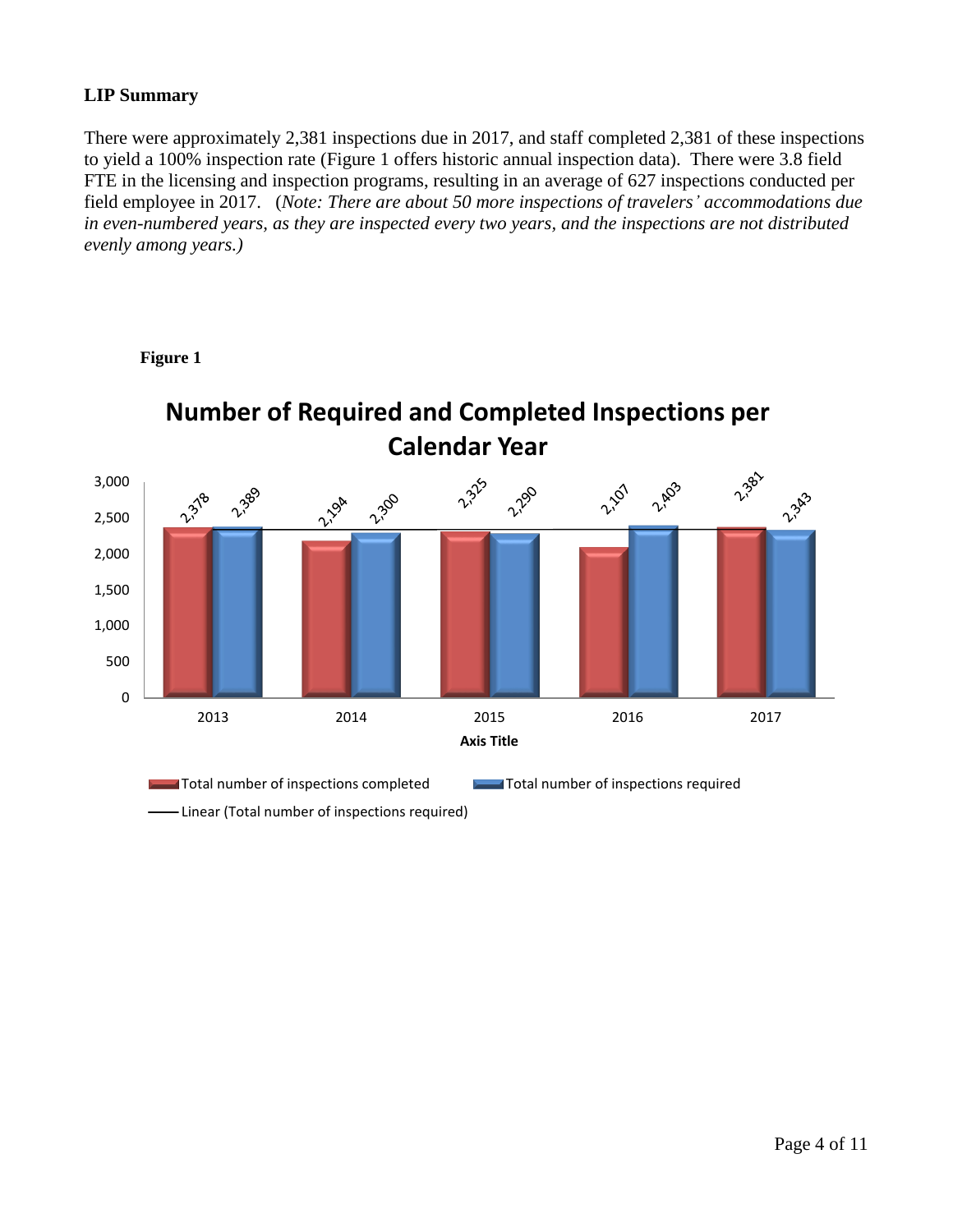**LIP Summary**

There were approximately 2,381 inspections due in 2017, and staff completed 2,381 of these inspections to yield a 100% inspection rate (Figure 1 offers historic annual inspection data). There were 3.8 field FTE in the licensing and inspection programs, resulting in an average of 627 inspections conducted per field employee in 2017. (*Note: There are about 50 more inspections of travelers' accommodations due in even-numbered years, as they are inspected every two years, and the inspections are not distributed evenly among years.)*

**Figure 1**

**Number of Required and Completed Inspections per Calendar Year**

| Axis Title | 2013 | 2014 | 2015 | 2016 | 2017 |
|---|---|---|---|---|---|
| Total number of inspections completed | 2,378 | 2,194 | 2,325 | 2,107 | 2,381 |
| Total number of inspections required | 2,389 | 2,300 | 2,290 | 2,403 | 2,343 |

Linear (Total number of inspections required)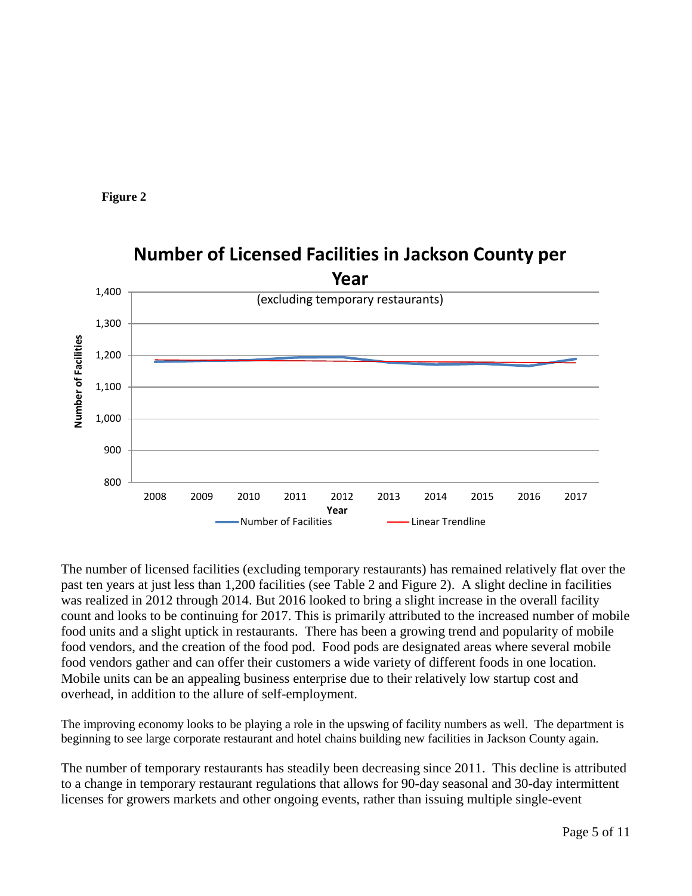**Figure 2**

**Number of Licensed Facilities in Jackson County per Year**

(excluding temporary restaurants)

The number of licensed facilities (excluding temporary restaurants) has remained relatively flat over the past ten years at just less than 1,200 facilities (see Table 2 and Figure 2). A slight decline in facilities was realized in 2012 through 2014. But 2016 looked to bring a slight increase in the overall facility count and looks to be continuing for 2017. This is primarily attributed to the increased number of mobile food units and a slight uptick in restaurants. There has been a growing trend and popularity of mobile food vendors, and the creation of the food pod. Food pods are designated areas where several mobile food vendors gather and can offer their customers a wide variety of different foods in one location. Mobile units can be an appealing business enterprise due to their relatively low startup cost and overhead, in addition to the allure of self-employment.

The improving economy looks to be playing a role in the upswing of facility numbers as well. The department is beginning to see large corporate restaurant and hotel chains building new facilities in Jackson County again.

The number of temporary restaurants has steadily been decreasing since 2011. This decline is attributed to a change in temporary restaurant regulations that allows for 90-day seasonal and 30-day intermittent licenses for growers markets and other ongoing events, rather than issuing multiple single-event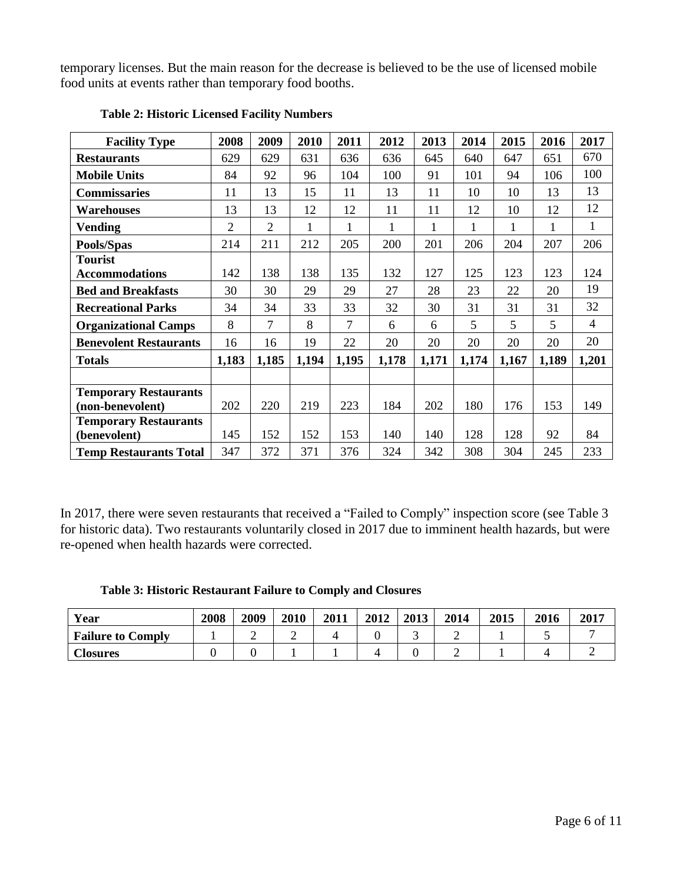temporary licenses. But the main reason for the decrease is believed to be the use of licensed mobile food units at events rather than temporary food booths.

**Table 2: Historic Licensed Facility Numbers**

| Facility Type | 2008 | 2009 | 2010 | 2011 | 2012 | 2013 | 2014 | 2015 | 2016 | 2017 |
|---|---|---|---|---|---|---|---|---|---|---|
| **Restaurants** | 629 | 629 | 631 | 636 | 636 | 645 | 640 | 647 | 651 | 670 |
| **Mobile Units** | 84 | 92 | 96 | 104 | 100 | 91 | 101 | 94 | 106 | 100 |
| **Commissaries** | 11 | 13 | 15 | 11 | 13 | 11 | 10 | 10 | 13 | 13 |
| **Warehouses** | 13 | 13 | 12 | 12 | 11 | 11 | 12 | 10 | 12 | 12 |
| **Vending** | 2 | 2 | 1 | 1 | 1 | 1 | 1 | 1 | 1 | 1 |
| **Pools/Spas** | 214 | 211 | 212 | 205 | 200 | 201 | 206 | 204 | 207 | 206 |
| **Tourist Accommodations** | 142 | 138 | 138 | 135 | 132 | 127 | 125 | 123 | 123 | 124 |
| **Bed and Breakfasts** | 30 | 30 | 29 | 29 | 27 | 28 | 23 | 22 | 20 | 19 |
| **Recreational Parks** | 34 | 34 | 33 | 33 | 32 | 30 | 31 | 31 | 31 | 32 |
| **Organizational Camps** | 8 | 7 | 8 | 7 | 6 | 6 | 5 | 5 | 5 | 4 |
| **Benevolent Restaurants** | 16 | 16 | 19 | 22 | 20 | 20 | 20 | 20 | 20 | 20 |
| **Totals** | **1,183** | **1,185** | **1,194** | **1,195** | **1,178** | **1,171** | **1,174** | **1,167** | **1,189** | **1,201** |
| | | | | | | | | | | |
| **Temporary Restaurants (non-benevolent)** | 202 | 220 | 219 | 223 | 184 | 202 | 180 | 176 | 153 | 149 |
| **Temporary Restaurants (benevolent)** | 145 | 152 | 152 | 153 | 140 | 140 | 128 | 128 | 92 | 84 |
| **Temp Restaurants Total** | 347 | 372 | 371 | 376 | 324 | 342 | 308 | 304 | 245 | 233 |

In 2017, there were seven restaurants that received a "Failed to Comply" inspection score (see Table 3 for historic data). Two restaurants voluntarily closed in 2017 due to imminent health hazards, but were re-opened when health hazards were corrected.

**Table 3: Historic Restaurant Failure to Comply and Closures**

| Year | 2008 | 2009 | 2010 | 2011 | 2012 | 2013 | 2014 | 2015 | 2016 | 2017 |
|---|---|---|---|---|---|---|---|---|---|---|
| **Failure to Comply** | 1 | 2 | 2 | 4 | 0 | 3 | 2 | 1 | 5 | 7 |
| **Closures** | 0 | 0 | 1 | 1 | 4 | 0 | 2 | 1 | 4 | 2 |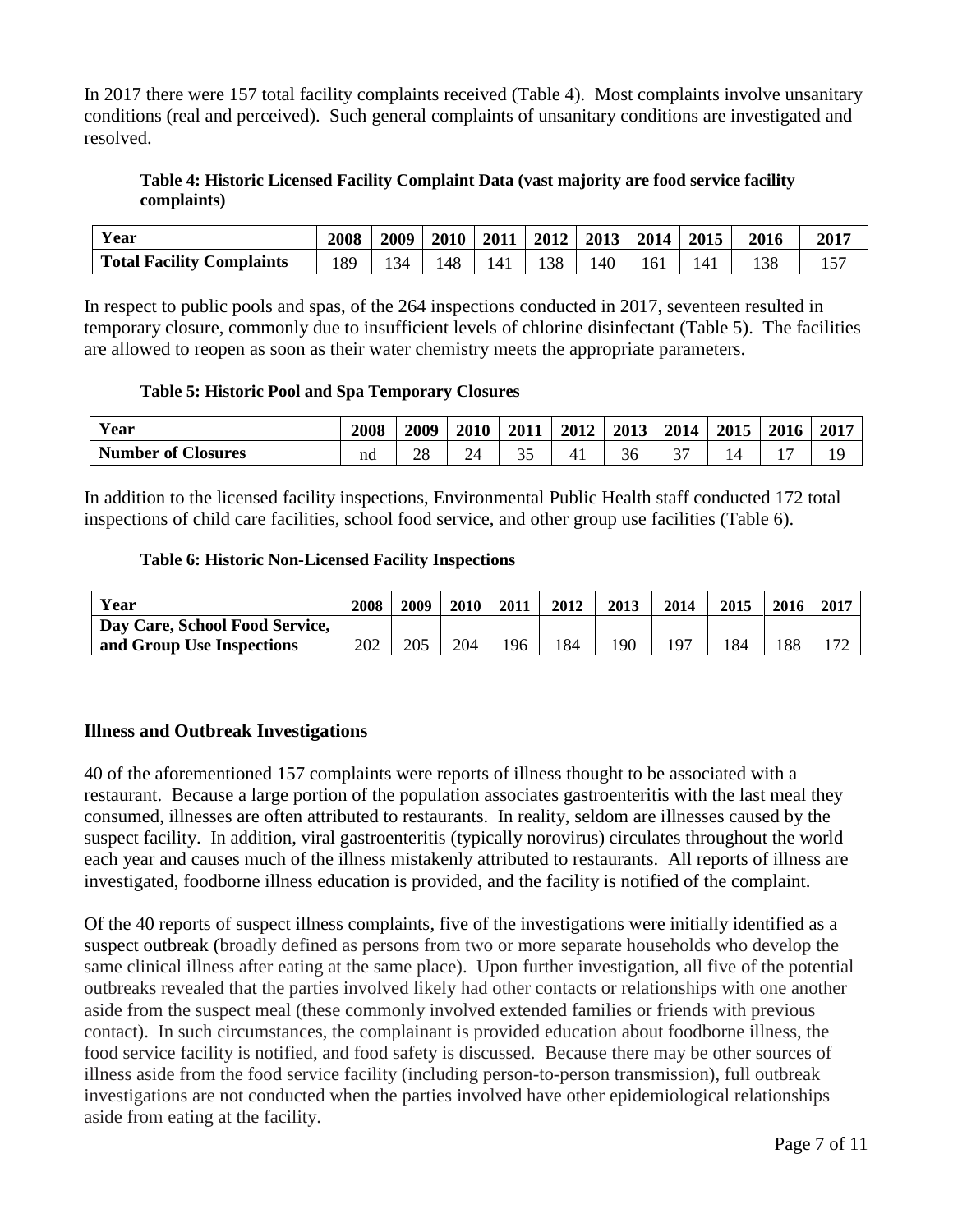In 2017 there were 157 total facility complaints received (Table 4). Most complaints involve unsanitary conditions (real and perceived). Such general complaints of unsanitary conditions are investigated and resolved.

**Table 4: Historic Licensed Facility Complaint Data (vast majority are food service facility complaints)**

| Year | 2008 | 2009 | 2010 | 2011 | 2012 | 2013 | 2014 | 2015 | 2016 | 2017 |
|---|---|---|---|---|---|---|---|---|---|---|
| Total Facility Complaints | 189 | 134 | 148 | 141 | 138 | 140 | 161 | 141 | 138 | 157 |

In respect to public pools and spas, of the 264 inspections conducted in 2017, seventeen resulted in temporary closure, commonly due to insufficient levels of chlorine disinfectant (Table 5). The facilities are allowed to reopen as soon as their water chemistry meets the appropriate parameters.

**Table 5: Historic Pool and Spa Temporary Closures**

| Year | 2008 | 2009 | 2010 | 2011 | 2012 | 2013 | 2014 | 2015 | 2016 | 2017 |
|---|---|---|---|---|---|---|---|---|---|---|
| Number of Closures | nd | 28 | 24 | 35 | 41 | 36 | 37 | 14 | 17 | 19 |

In addition to the licensed facility inspections, Environmental Public Health staff conducted 172 total inspections of child care facilities, school food service, and other group use facilities (Table 6).

**Table 6: Historic Non-Licensed Facility Inspections**

| Year | 2008 | 2009 | 2010 | 2011 | 2012 | 2013 | 2014 | 2015 | 2016 | 2017 |
|---|---|---|---|---|---|---|---|---|---|---|
| Day Care, School Food Service, and Group Use Inspections | 202 | 205 | 204 | 196 | 184 | 190 | 197 | 184 | 188 | 172 |

## Illness and Outbreak Investigations

40 of the aforementioned 157 complaints were reports of illness thought to be associated with a restaurant. Because a large portion of the population associates gastroenteritis with the last meal they consumed, illnesses are often attributed to restaurants. In reality, seldom are illnesses caused by the suspect facility. In addition, viral gastroenteritis (typically norovirus) circulates throughout the world each year and causes much of the illness mistakenly attributed to restaurants. All reports of illness are investigated, foodborne illness education is provided, and the facility is notified of the complaint.

Of the 40 reports of suspect illness complaints, five of the investigations were initially identified as a suspect outbreak (broadly defined as persons from two or more separate households who develop the same clinical illness after eating at the same place). Upon further investigation, all five of the potential outbreaks revealed that the parties involved likely had other contacts or relationships with one another aside from the suspect meal (these commonly involved extended families or friends with previous contact). In such circumstances, the complainant is provided education about foodborne illness, the food service facility is notified, and food safety is discussed. Because there may be other sources of illness aside from the food service facility (including person-to-person transmission), full outbreak investigations are not conducted when the parties involved have other epidemiological relationships aside from eating at the facility.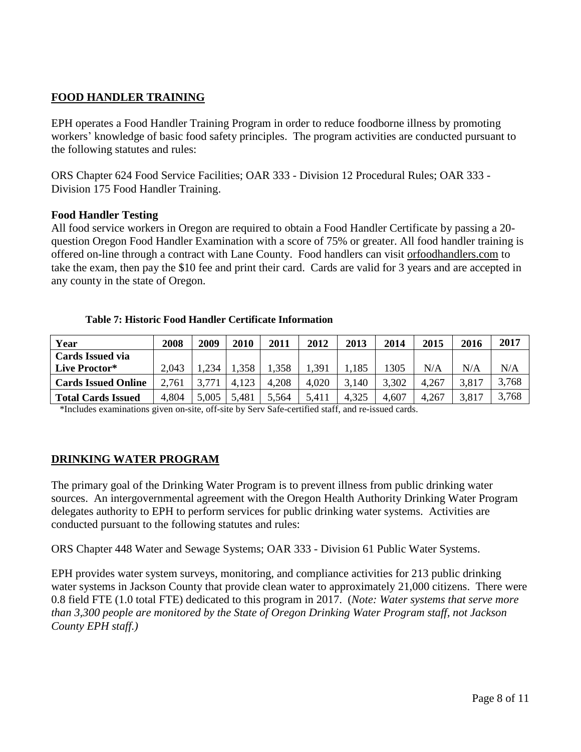## FOOD HANDLER TRAINING

EPH operates a Food Handler Training Program in order to reduce foodborne illness by promoting workers' knowledge of basic food safety principles. The program activities are conducted pursuant to the following statutes and rules:

ORS Chapter 624 Food Service Facilities; OAR 333 - Division 12 Procedural Rules; OAR 333 - Division 175 Food Handler Training.

### Food Handler Testing

All food service workers in Oregon are required to obtain a Food Handler Certificate by passing a 20-question Oregon Food Handler Examination with a score of 75% or greater. All food handler training is offered on-line through a contract with Lane County. Food handlers can visit orfoodhandlers.com to take the exam, then pay the $10 fee and print their card. Cards are valid for 3 years and are accepted in any county in the state of Oregon.

**Table 7: Historic Food Handler Certificate Information**

| Year | 2008 | 2009 | 2010 | 2011 | 2012 | 2013 | 2014 | 2015 | 2016 | 2017 |
|---|---|---|---|---|---|---|---|---|---|---|
| **Cards Issued via Live Proctor*** | 2,043 | 1,234 | 1,358 | 1,358 | 1,391 | 1,185 | 1305 | N/A | N/A | N/A |
| **Cards Issued Online** | 2,761 | 3,771 | 4,123 | 4,208 | 4,020 | 3,140 | 3,302 | 4,267 | 3,817 | 3,768 |
| **Total Cards Issued** | 4,804 | 5,005 | 5,481 | 5,564 | 5,411 | 4,325 | 4,607 | 4,267 | 3,817 | 3,768 |

*Includes examinations given on-site, off-site by Serv Safe-certified staff, and re-issued cards.

## DRINKING WATER PROGRAM

The primary goal of the Drinking Water Program is to prevent illness from public drinking water sources. An intergovernmental agreement with the Oregon Health Authority Drinking Water Program delegates authority to EPH to perform services for public drinking water systems. Activities are conducted pursuant to the following statutes and rules:

ORS Chapter 448 Water and Sewage Systems; OAR 333 - Division 61 Public Water Systems.

EPH provides water system surveys, monitoring, and compliance activities for 213 public drinking water systems in Jackson County that provide clean water to approximately 21,000 citizens. There were 0.8 field FTE (1.0 total FTE) dedicated to this program in 2017. (*Note: Water systems that serve more than 3,300 people are monitored by the State of Oregon Drinking Water Program staff, not Jackson County EPH staff.)*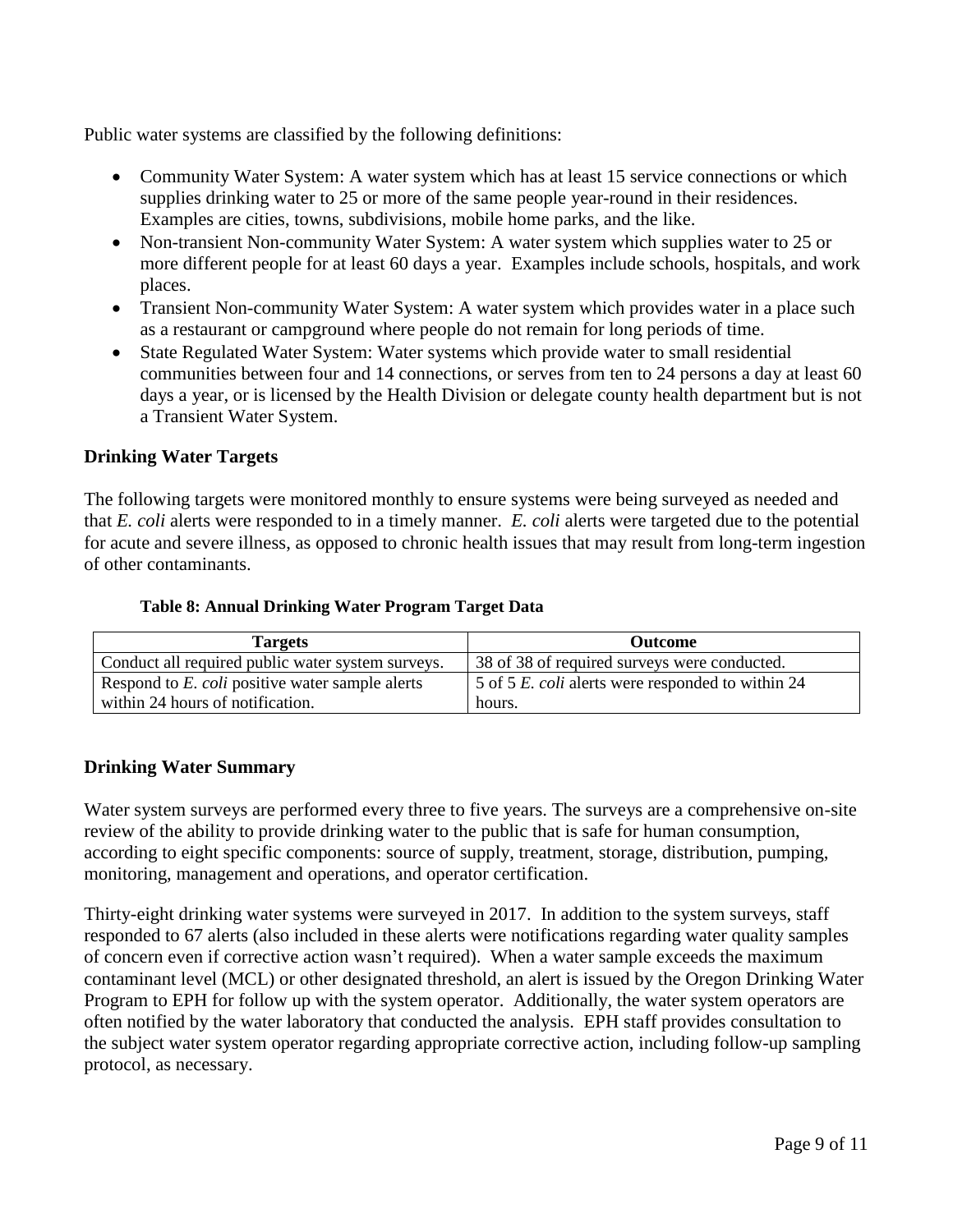Public water systems are classified by the following definitions:

- Community Water System: A water system which has at least 15 service connections or which supplies drinking water to 25 or more of the same people year-round in their residences. Examples are cities, towns, subdivisions, mobile home parks, and the like.
- Non-transient Non-community Water System: A water system which supplies water to 25 or more different people for at least 60 days a year. Examples include schools, hospitals, and work places.
- Transient Non-community Water System: A water system which provides water in a place such as a restaurant or campground where people do not remain for long periods of time.
- State Regulated Water System: Water systems which provide water to small residential communities between four and 14 connections, or serves from ten to 24 persons a day at least 60 days a year, or is licensed by the Health Division or delegate county health department but is not a Transient Water System.

### Drinking Water Targets

The following targets were monitored monthly to ensure systems were being surveyed as needed and that *E. coli* alerts were responded to in a timely manner. *E. coli* alerts were targeted due to the potential for acute and severe illness, as opposed to chronic health issues that may result from long-term ingestion of other contaminants.

**Table 8: Annual Drinking Water Program Target Data**

| Targets | Outcome |
| --- | --- |
| Conduct all required public water system surveys. | 38 of 38 of required surveys were conducted. |
| Respond to *E. coli* positive water sample alerts within 24 hours of notification. | 5 of 5 *E. coli* alerts were responded to within 24 hours. |

### Drinking Water Summary

Water system surveys are performed every three to five years. The surveys are a comprehensive on-site review of the ability to provide drinking water to the public that is safe for human consumption, according to eight specific components: source of supply, treatment, storage, distribution, pumping, monitoring, management and operations, and operator certification.

Thirty-eight drinking water systems were surveyed in 2017. In addition to the system surveys, staff responded to 67 alerts (also included in these alerts were notifications regarding water quality samples of concern even if corrective action wasn't required). When a water sample exceeds the maximum contaminant level (MCL) or other designated threshold, an alert is issued by the Oregon Drinking Water Program to EPH for follow up with the system operator. Additionally, the water system operators are often notified by the water laboratory that conducted the analysis. EPH staff provides consultation to the subject water system operator regarding appropriate corrective action, including follow-up sampling protocol, as necessary.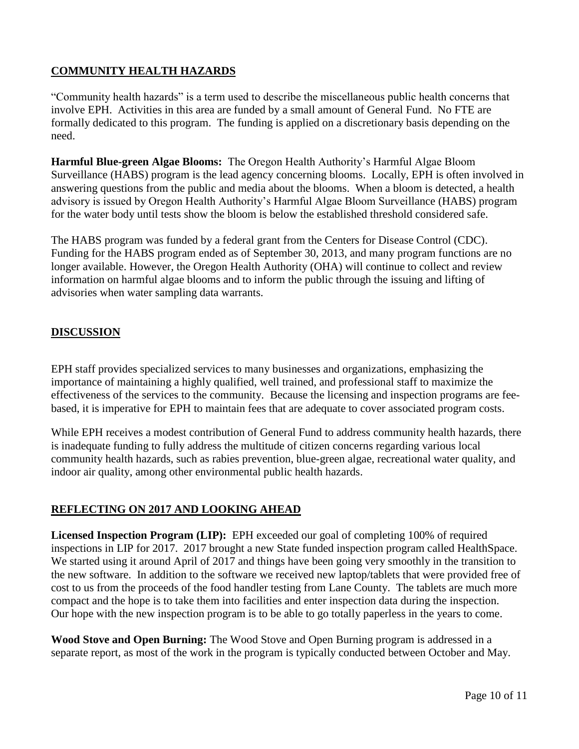## COMMUNITY HEALTH HAZARDS

"Community health hazards" is a term used to describe the miscellaneous public health concerns that involve EPH. Activities in this area are funded by a small amount of General Fund. No FTE are formally dedicated to this program. The funding is applied on a discretionary basis depending on the need.

**Harmful Blue-green Algae Blooms:** The Oregon Health Authority's Harmful Algae Bloom Surveillance (HABS) program is the lead agency concerning blooms. Locally, EPH is often involved in answering questions from the public and media about the blooms. When a bloom is detected, a health advisory is issued by Oregon Health Authority's Harmful Algae Bloom Surveillance (HABS) program for the water body until tests show the bloom is below the established threshold considered safe.

The HABS program was funded by a federal grant from the Centers for Disease Control (CDC). Funding for the HABS program ended as of September 30, 2013, and many program functions are no longer available. However, the Oregon Health Authority (OHA) will continue to collect and review information on harmful algae blooms and to inform the public through the issuing and lifting of advisories when water sampling data warrants.

## DISCUSSION

EPH staff provides specialized services to many businesses and organizations, emphasizing the importance of maintaining a highly qualified, well trained, and professional staff to maximize the effectiveness of the services to the community. Because the licensing and inspection programs are fee-based, it is imperative for EPH to maintain fees that are adequate to cover associated program costs.

While EPH receives a modest contribution of General Fund to address community health hazards, there is inadequate funding to fully address the multitude of citizen concerns regarding various local community health hazards, such as rabies prevention, blue-green algae, recreational water quality, and indoor air quality, among other environmental public health hazards.

## REFLECTING ON 2017 AND LOOKING AHEAD

**Licensed Inspection Program (LIP):** EPH exceeded our goal of completing 100% of required inspections in LIP for 2017. 2017 brought a new State funded inspection program called HealthSpace. We started using it around April of 2017 and things have been going very smoothly in the transition to the new software. In addition to the software we received new laptop/tablets that were provided free of cost to us from the proceeds of the food handler testing from Lane County. The tablets are much more compact and the hope is to take them into facilities and enter inspection data during the inspection. Our hope with the new inspection program is to be able to go totally paperless in the years to come.

**Wood Stove and Open Burning:** The Wood Stove and Open Burning program is addressed in a separate report, as most of the work in the program is typically conducted between October and May.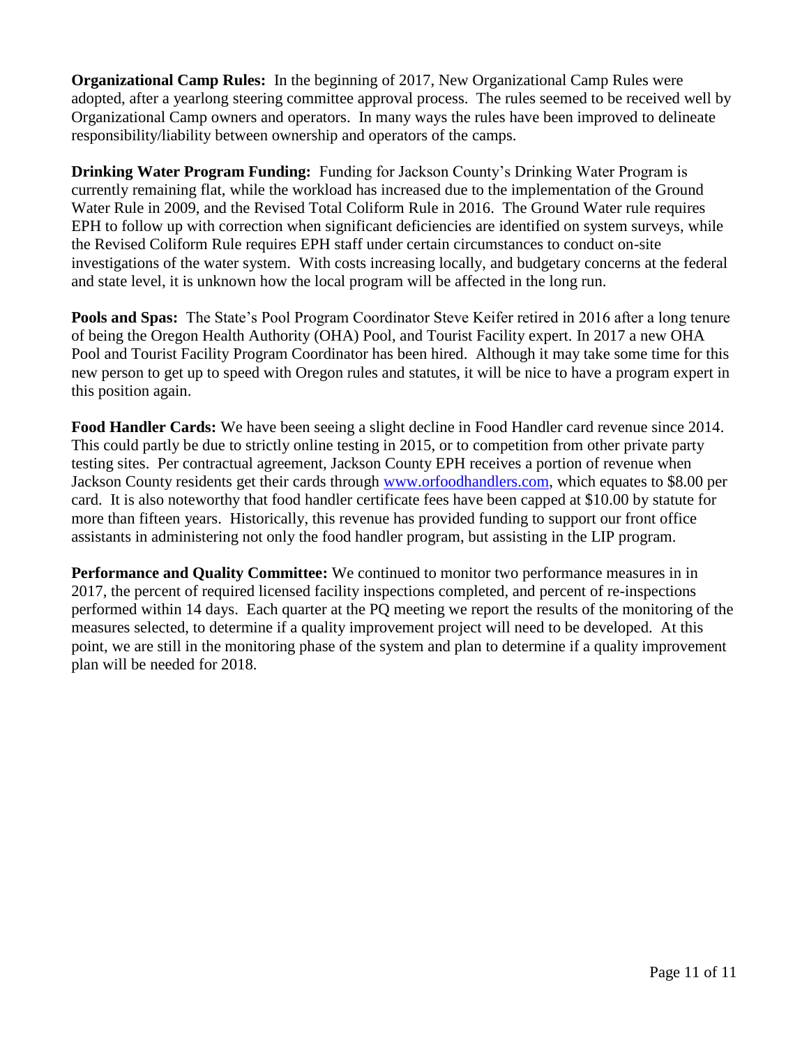**Organizational Camp Rules:** In the beginning of 2017, New Organizational Camp Rules were adopted, after a yearlong steering committee approval process. The rules seemed to be received well by Organizational Camp owners and operators. In many ways the rules have been improved to delineate responsibility/liability between ownership and operators of the camps.

**Drinking Water Program Funding:** Funding for Jackson County's Drinking Water Program is currently remaining flat, while the workload has increased due to the implementation of the Ground Water Rule in 2009, and the Revised Total Coliform Rule in 2016. The Ground Water rule requires EPH to follow up with correction when significant deficiencies are identified on system surveys, while the Revised Coliform Rule requires EPH staff under certain circumstances to conduct on-site investigations of the water system. With costs increasing locally, and budgetary concerns at the federal and state level, it is unknown how the local program will be affected in the long run.

**Pools and Spas:** The State's Pool Program Coordinator Steve Keifer retired in 2016 after a long tenure of being the Oregon Health Authority (OHA) Pool, and Tourist Facility expert. In 2017 a new OHA Pool and Tourist Facility Program Coordinator has been hired. Although it may take some time for this new person to get up to speed with Oregon rules and statutes, it will be nice to have a program expert in this position again.

**Food Handler Cards:** We have been seeing a slight decline in Food Handler card revenue since 2014. This could partly be due to strictly online testing in 2015, or to competition from other private party testing sites. Per contractual agreement, Jackson County EPH receives a portion of revenue when Jackson County residents get their cards through www.orfoodhandlers.com, which equates to $8.00 per card. It is also noteworthy that food handler certificate fees have been capped at $10.00 by statute for more than fifteen years. Historically, this revenue has provided funding to support our front office assistants in administering not only the food handler program, but assisting in the LIP program.

**Performance and Quality Committee:** We continued to monitor two performance measures in in 2017, the percent of required licensed facility inspections completed, and percent of re-inspections performed within 14 days. Each quarter at the PQ meeting we report the results of the monitoring of the measures selected, to determine if a quality improvement project will need to be developed. At this point, we are still in the monitoring phase of the system and plan to determine if a quality improvement plan will be needed for 2018.